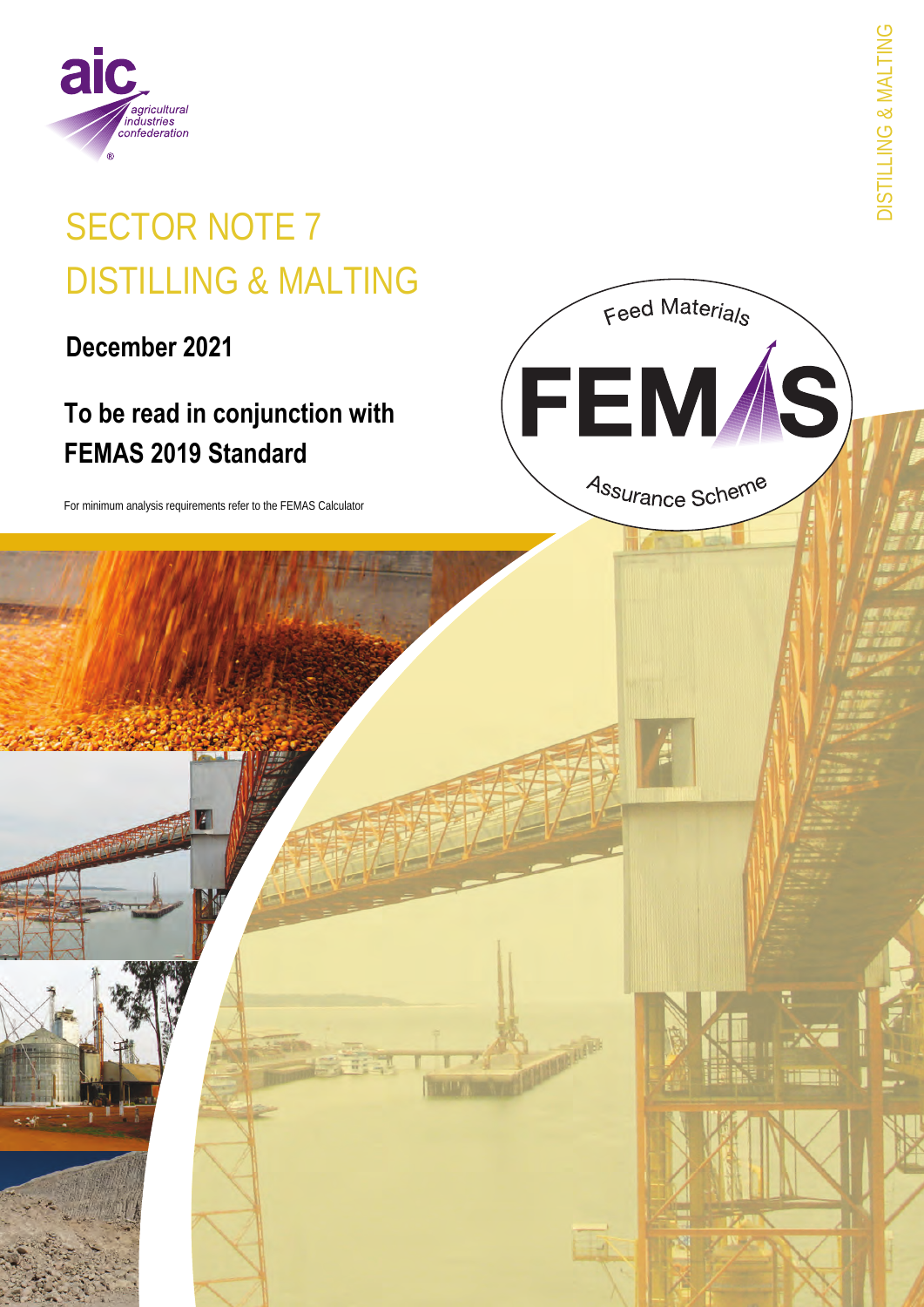# SECTOR NOTE 7
# DISTILLING & MALTING

**December 2021**

## To be read in conjunction with FEMAS 2019 Standard

For minimum analysis requirements refer to the FEMAS Calculator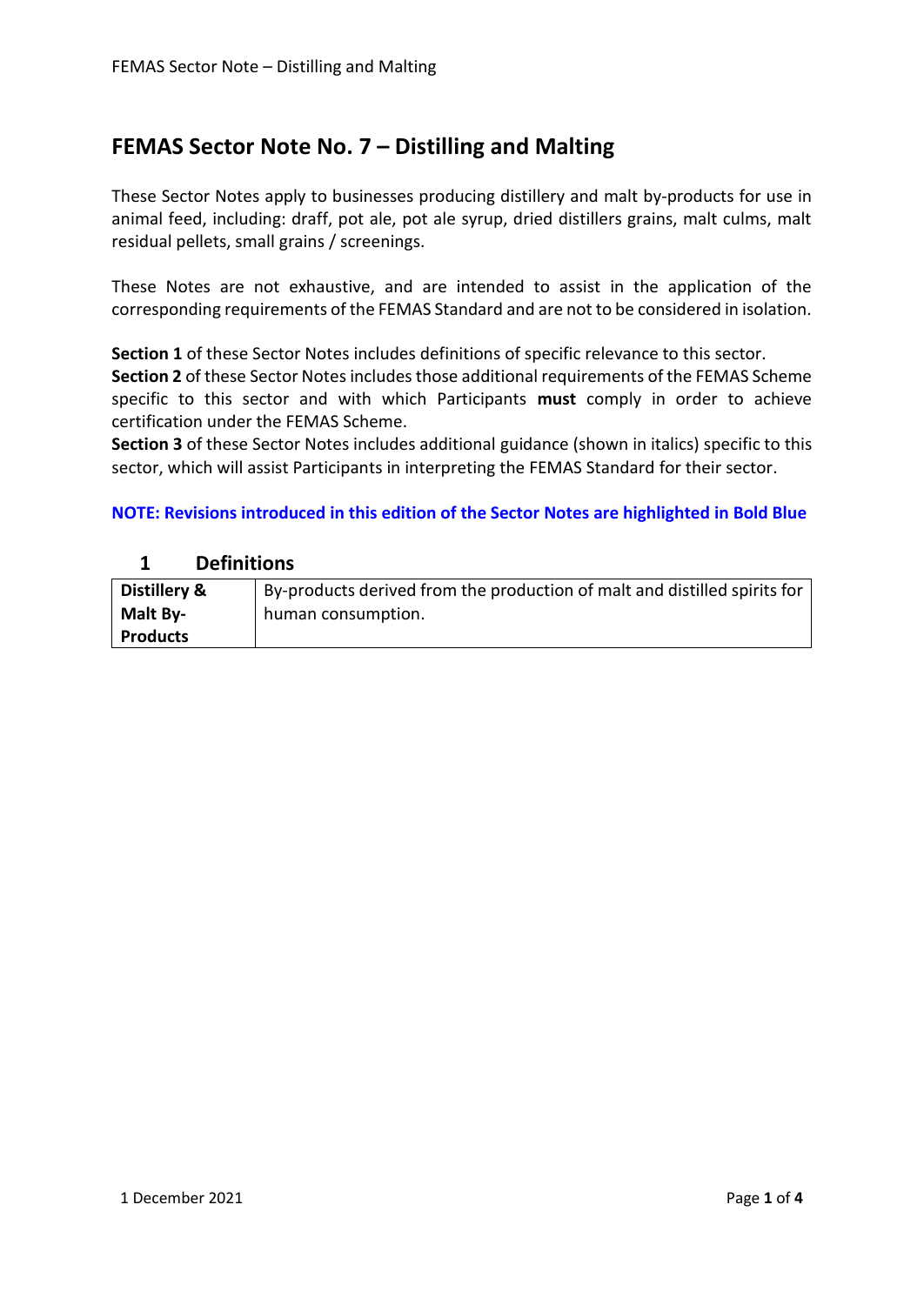# FEMAS Sector Note No. 7 – Distilling and Malting

These Sector Notes apply to businesses producing distillery and malt by-products for use in animal feed, including: draff, pot ale, pot ale syrup, dried distillers grains, malt culms, malt residual pellets, small grains / screenings.

These Notes are not exhaustive, and are intended to assist in the application of the corresponding requirements of the FEMAS Standard and are not to be considered in isolation.

**Section 1** of these Sector Notes includes definitions of specific relevance to this sector.
**Section 2** of these Sector Notes includes those additional requirements of the FEMAS Scheme specific to this sector and with which Participants **must** comply in order to achieve certification under the FEMAS Scheme.
**Section 3** of these Sector Notes includes additional guidance (shown in italics) specific to this sector, which will assist Participants in interpreting the FEMAS Standard for their sector.

**NOTE: Revisions introduced in this edition of the Sector Notes are highlighted in Bold Blue**

## 1 Definitions

| | |
|---|---|
| **Distillery & Malt By-Products** | By-products derived from the production of malt and distilled spirits for human consumption. |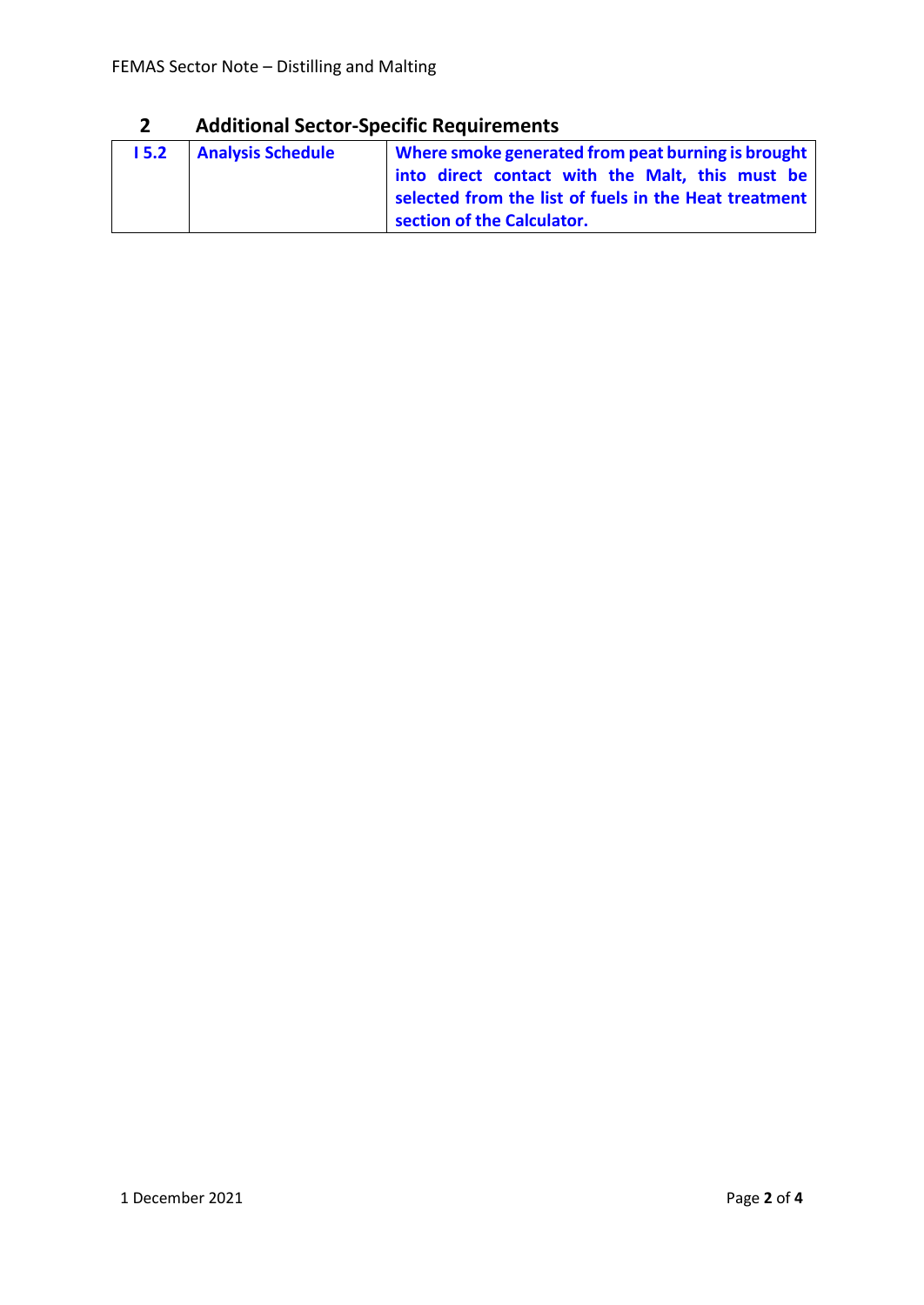## 2 Additional Sector-Specific Requirements

| | | |
|---|---|---|
| **I 5.2** | **Analysis Schedule** | **Where smoke generated from peat burning is brought into direct contact with the Malt, this must be selected from the list of fuels in the Heat treatment section of the Calculator.** |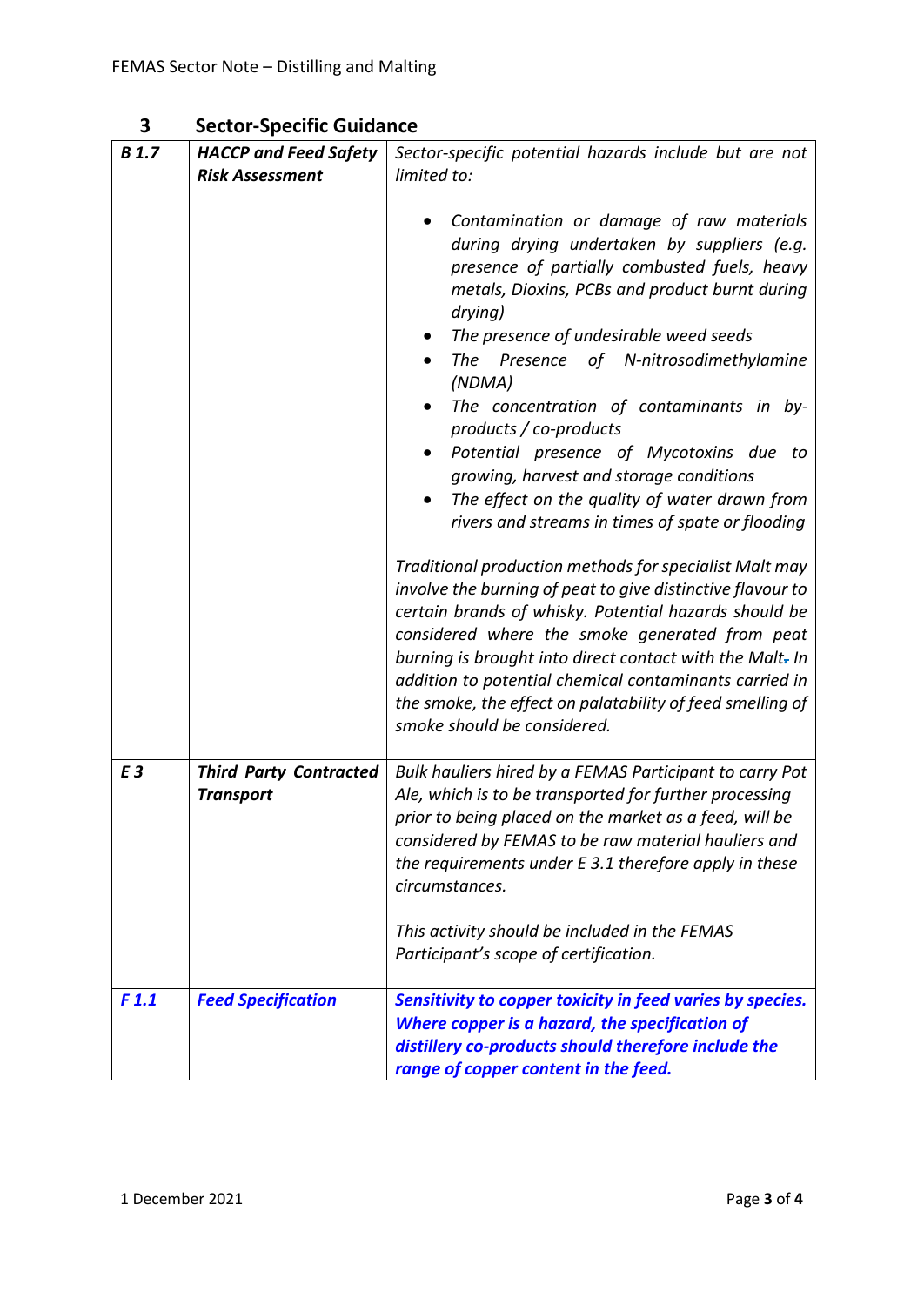## 3 Sector-Specific Guidance

| | | |
|---|---|---|
| ***B 1.7*** | ***HACCP and Feed Safety Risk Assessment*** | *Sector-specific potential hazards include but are not limited to:*<br><br>• *Contamination or damage of raw materials during drying undertaken by suppliers (e.g. presence of partially combusted fuels, heavy metals, Dioxins, PCBs and product burnt during drying)*<br>• *The presence of undesirable weed seeds*<br>• *The Presence of N-nitrosodimethylamine (NDMA)*<br>• *The concentration of contaminants in by-products / co-products*<br>• *Potential presence of Mycotoxins due to growing, harvest and storage conditions*<br>• *The effect on the quality of water drawn from rivers and streams in times of spate or flooding*<br><br>*Traditional production methods for specialist Malt may involve the burning of peat to give distinctive flavour to certain brands of whisky. Potential hazards should be considered where the smoke generated from peat burning is brought into direct contact with the Malt. In addition to potential chemical contaminants carried in the smoke, the effect on palatability of feed smelling of smoke should be considered.* |
| ***E 3*** | ***Third Party Contracted Transport*** | *Bulk hauliers hired by a FEMAS Participant to carry Pot Ale, which is to be transported for further processing prior to being placed on the market as a feed, will be considered by FEMAS to be raw material hauliers and the requirements under E 3.1 therefore apply in these circumstances.*<br><br>*This activity should be included in the FEMAS Participant's scope of certification.* |
| ***F 1.1*** | ***Feed Specification*** | ***Sensitivity to copper toxicity in feed varies by species. Where copper is a hazard, the specification of distillery co-products should therefore include the range of copper content in the feed.*** |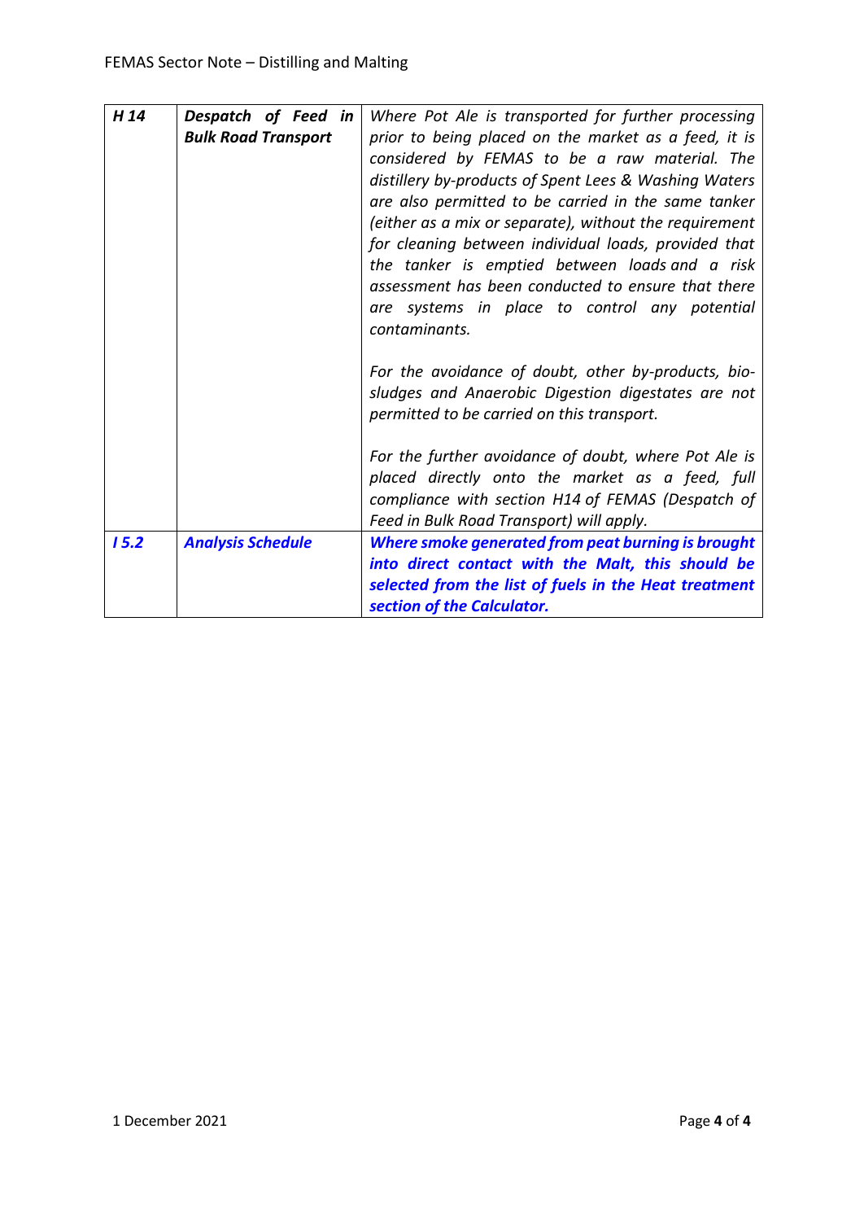| | | |
|---|---|---|
| ***H 14*** | ***Despatch of Feed in Bulk Road Transport*** | *Where Pot Ale is transported for further processing prior to being placed on the market as a feed, it is considered by FEMAS to be a raw material. The distillery by-products of Spent Lees & Washing Waters are also permitted to be carried in the same tanker (either as a mix or separate), without the requirement for cleaning between individual loads, provided that the tanker is emptied between loads and a risk assessment has been conducted to ensure that there are systems in place to control any potential contaminants.*<br><br>*For the avoidance of doubt, other by-products, bio-sludges and Anaerobic Digestion digestates are not permitted to be carried on this transport.*<br><br>*For the further avoidance of doubt, where Pot Ale is placed directly onto the market as a feed, full compliance with section H14 of FEMAS (Despatch of Feed in Bulk Road Transport) will apply.* |
| ***I 5.2*** | ***Analysis Schedule*** | ***Where smoke generated from peat burning is brought into direct contact with the Malt, this should be selected from the list of fuels in the Heat treatment section of the Calculator.*** |